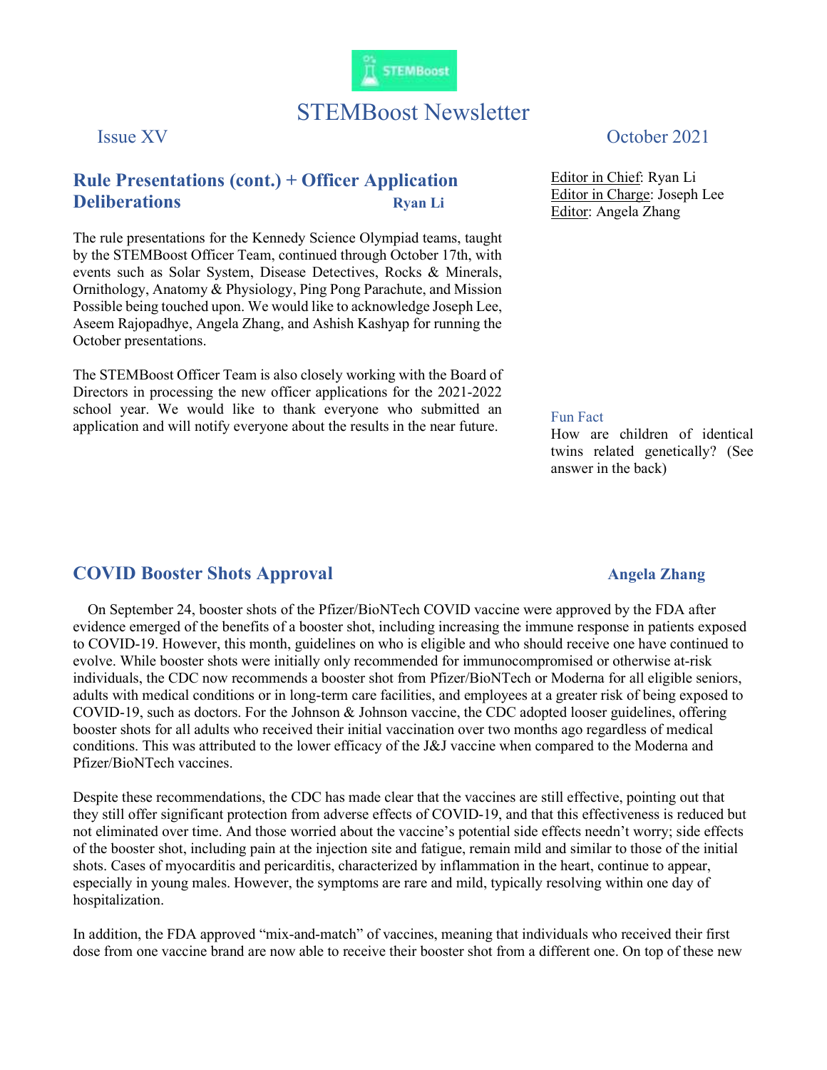# STEMBoost Newsletter

Issue XV — October 2021

Editor in Chief: Ryan Li
Editor in Charge: Joseph Lee
Editor: Angela Zhang

## Rule Presentations (cont.) + Officer Application Deliberations

**Ryan Li**

The rule presentations for the Kennedy Science Olympiad teams, taught by the STEMBoost Officer Team, continued through October 17th, with events such as Solar System, Disease Detectives, Rocks & Minerals, Ornithology, Anatomy & Physiology, Ping Pong Parachute, and Mission Possible being touched upon. We would like to acknowledge Joseph Lee, Aseem Rajopadhye, Angela Zhang, and Ashish Kashyap for running the October presentations.

The STEMBoost Officer Team is also closely working with the Board of Directors in processing the new officer applications for the 2021-2022 school year. We would like to thank everyone who submitted an application and will notify everyone about the results in the near future.

### Fun Fact

How are children of identical twins related genetically? (See answer in the back)

## COVID Booster Shots Approval

**Angela Zhang**

On September 24, booster shots of the Pfizer/BioNTech COVID vaccine were approved by the FDA after evidence emerged of the benefits of a booster shot, including increasing the immune response in patients exposed to COVID-19. However, this month, guidelines on who is eligible and who should receive one have continued to evolve. While booster shots were initially only recommended for immunocompromised or otherwise at-risk individuals, the CDC now recommends a booster shot from Pfizer/BioNTech or Moderna for all eligible seniors, adults with medical conditions or in long-term care facilities, and employees at a greater risk of being exposed to COVID-19, such as doctors. For the Johnson & Johnson vaccine, the CDC adopted looser guidelines, offering booster shots for all adults who received their initial vaccination over two months ago regardless of medical conditions. This was attributed to the lower efficacy of the J&J vaccine when compared to the Moderna and Pfizer/BioNTech vaccines.

Despite these recommendations, the CDC has made clear that the vaccines are still effective, pointing out that they still offer significant protection from adverse effects of COVID-19, and that this effectiveness is reduced but not eliminated over time. And those worried about the vaccine's potential side effects needn't worry; side effects of the booster shot, including pain at the injection site and fatigue, remain mild and similar to those of the initial shots. Cases of myocarditis and pericarditis, characterized by inflammation in the heart, continue to appear, especially in young males. However, the symptoms are rare and mild, typically resolving within one day of hospitalization.

In addition, the FDA approved "mix-and-match" of vaccines, meaning that individuals who received their first dose from one vaccine brand are now able to receive their booster shot from a different one. On top of these new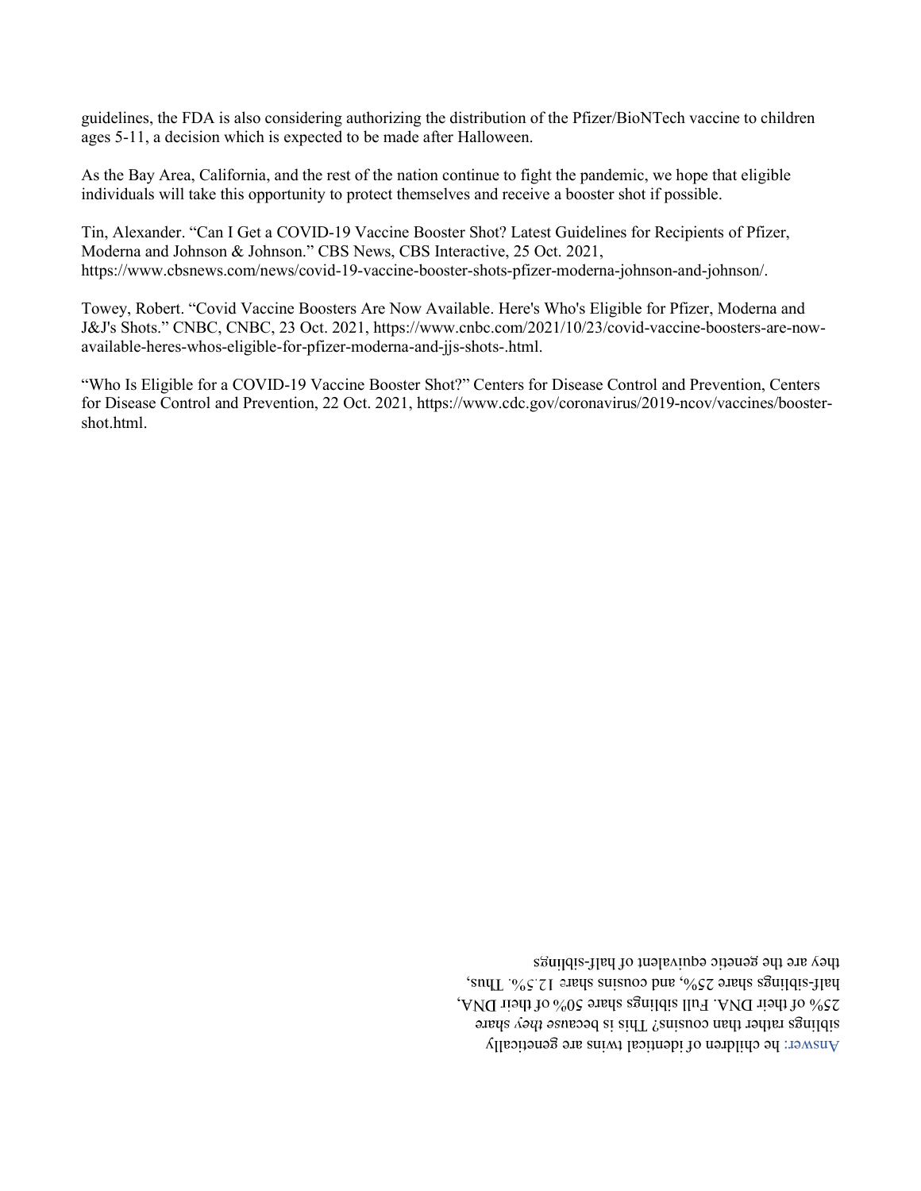guidelines, the FDA is also considering authorizing the distribution of the Pfizer/BioNTech vaccine to children ages 5-11, a decision which is expected to be made after Halloween.

As the Bay Area, California, and the rest of the nation continue to fight the pandemic, we hope that eligible individuals will take this opportunity to protect themselves and receive a booster shot if possible.

Tin, Alexander. "Can I Get a COVID-19 Vaccine Booster Shot? Latest Guidelines for Recipients of Pfizer, Moderna and Johnson & Johnson." CBS News, CBS Interactive, 25 Oct. 2021, https://www.cbsnews.com/news/covid-19-vaccine-booster-shots-pfizer-moderna-johnson-and-johnson/.

Towey, Robert. "Covid Vaccine Boosters Are Now Available. Here's Who's Eligible for Pfizer, Moderna and J&J's Shots." CNBC, CNBC, 23 Oct. 2021, https://www.cnbc.com/2021/10/23/covid-vaccine-boosters-are-now-available-heres-whos-eligible-for-pfizer-moderna-and-jjs-shots-.html.

"Who Is Eligible for a COVID-19 Vaccine Booster Shot?" Centers for Disease Control and Prevention, Centers for Disease Control and Prevention, 22 Oct. 2021, https://www.cdc.gov/coronavirus/2019-ncov/vaccines/booster-shot.html.

Answer: he children of identical twins are genetically siblings rather than cousins? This is because *they share* 25% of their DNA. Full siblings share 50% of their DNA, half-siblings share 25%, and cousins share 12.5%. Thus, they are the genetic equivalent of half-siblings